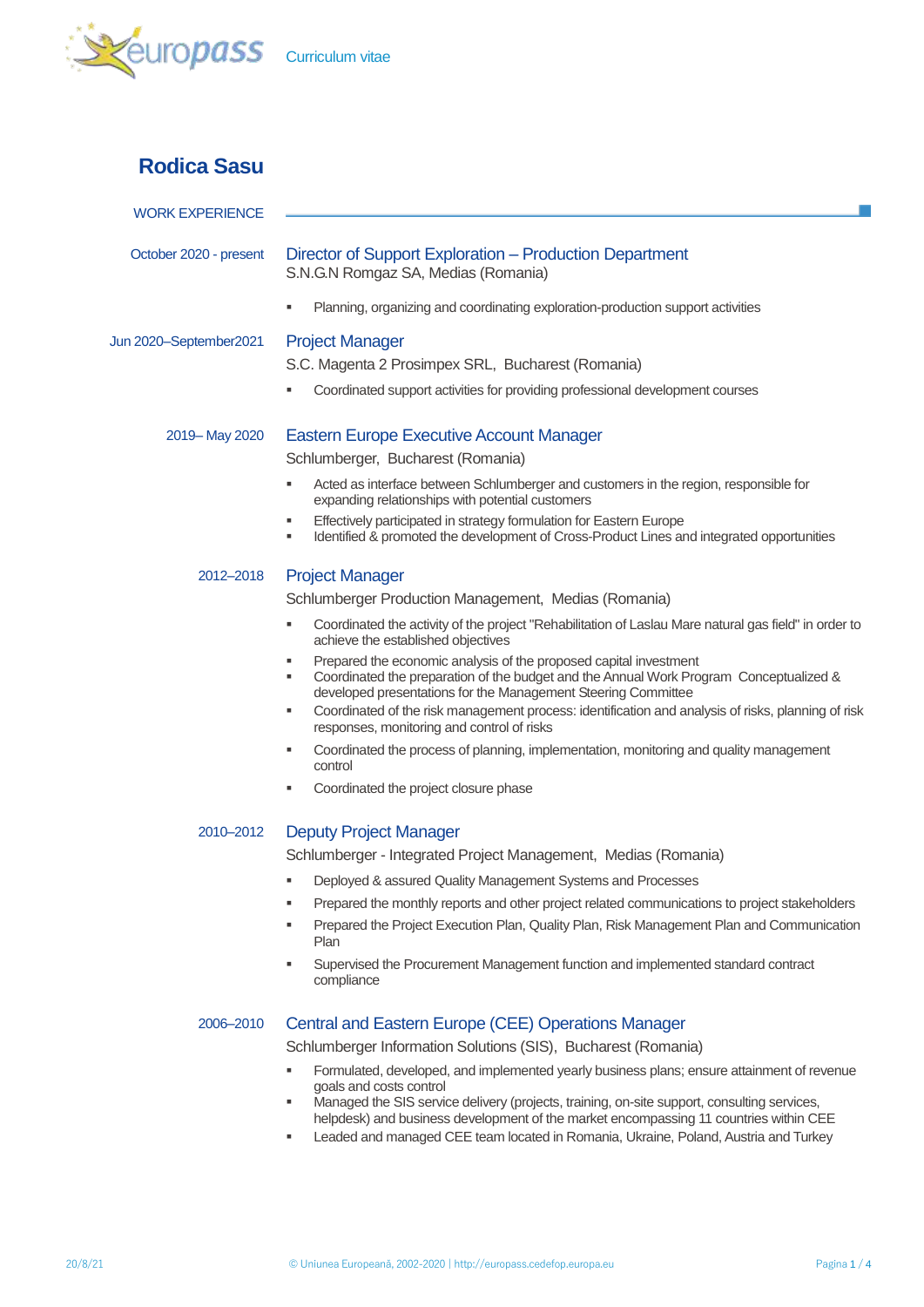Curriculum vitae

# Rodica Sasu

## WORK EXPERIENCE

**October 2020 - present**

### Director of Support Exploration – Production Department

S.N.G.N Romgaz SA, Medias (Romania)

- Planning, organizing and coordinating exploration-production support activities

**Jun 2020–September2021**

### Project Manager

S.C. Magenta 2 Prosimpex SRL, Bucharest (Romania)

- Coordinated support activities for providing professional development courses

**2019– May 2020**

### Eastern Europe Executive Account Manager

Schlumberger, Bucharest (Romania)

- Acted as interface between Schlumberger and customers in the region, responsible for expanding relationships with potential customers
- Effectively participated in strategy formulation for Eastern Europe
- Identified & promoted the development of Cross-Product Lines and integrated opportunities

**2012–2018**

### Project Manager

Schlumberger Production Management, Medias (Romania)

- Coordinated the activity of the project "Rehabilitation of Laslau Mare natural gas field" in order to achieve the established objectives
- Prepared the economic analysis of the proposed capital investment
- Coordinated the preparation of the budget and the Annual Work Program Conceptualized & developed presentations for the Management Steering Committee
- Coordinated of the risk management process: identification and analysis of risks, planning of risk responses, monitoring and control of risks
- Coordinated the process of planning, implementation, monitoring and quality management control
- Coordinated the project closure phase

**2010–2012**

### Deputy Project Manager

Schlumberger - Integrated Project Management, Medias (Romania)

- Deployed & assured Quality Management Systems and Processes
- Prepared the monthly reports and other project related communications to project stakeholders
- Prepared the Project Execution Plan, Quality Plan, Risk Management Plan and Communication Plan
- Supervised the Procurement Management function and implemented standard contract compliance

**2006–2010**

### Central and Eastern Europe (CEE) Operations Manager

Schlumberger Information Solutions (SIS), Bucharest (Romania)

- Formulated, developed, and implemented yearly business plans; ensure attainment of revenue goals and costs control
- Managed the SIS service delivery (projects, training, on-site support, consulting services, helpdesk) and business development of the market encompassing 11 countries within CEE
- Leaded and managed CEE team located in Romania, Ukraine, Poland, Austria and Turkey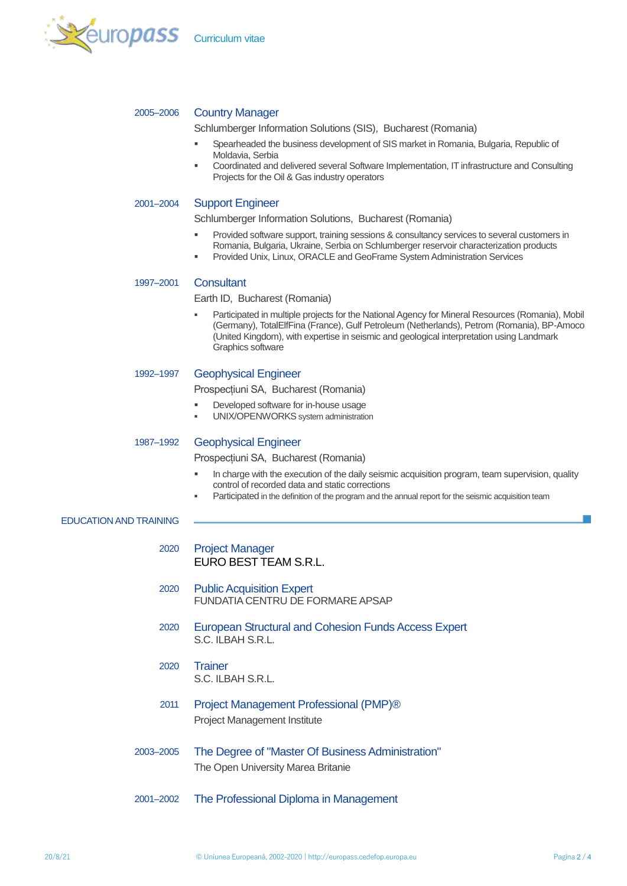**2005–2006** **Country Manager**

Schlumberger Information Solutions (SIS), Bucharest (Romania)

- Spearheaded the business development of SIS market in Romania, Bulgaria, Republic of Moldavia, Serbia
- Coordinated and delivered several Software Implementation, IT infrastructure and Consulting Projects for the Oil & Gas industry operators

**2001–2004** **Support Engineer**

Schlumberger Information Solutions, Bucharest (Romania)

- Provided software support, training sessions & consultancy services to several customers in Romania, Bulgaria, Ukraine, Serbia on Schlumberger reservoir characterization products
- Provided Unix, Linux, ORACLE and GeoFrame System Administration Services

**1997–2001** **Consultant**

Earth ID, Bucharest (Romania)

- Participated in multiple projects for the National Agency for Mineral Resources (Romania), Mobil (Germany), TotalElfFina (France), Gulf Petroleum (Netherlands), Petrom (Romania), BP-Amoco (United Kingdom), with expertise in seismic and geological interpretation using Landmark Graphics software

**1992–1997** **Geophysical Engineer**

Prospecțiuni SA, Bucharest (Romania)

- Developed software for in-house usage
- UNIX/OPENWORKS system administration

**1987–1992** **Geophysical Engineer**

Prospecțiuni SA, Bucharest (Romania)

- In charge with the execution of the daily seismic acquisition program, team supervision, quality control of recorded data and static corrections
- Participated in the definition of the program and the annual report for the seismic acquisition team

## EDUCATION AND TRAINING

**2020** **Project Manager**

EURO BEST TEAM S.R.L.

**2020** **Public Acquisition Expert**

FUNDATIA CENTRU DE FORMARE APSAP

**2020** **European Structural and Cohesion Funds Access Expert**

S.C. ILBAH S.R.L.

**2020** **Trainer**

S.C. ILBAH S.R.L.

**2011** **Project Management Professional (PMP)®**

Project Management Institute

**2003–2005** **The Degree of "Master Of Business Administration"**

The Open University Marea Britanie

**2001–2002** **The Professional Diploma in Management**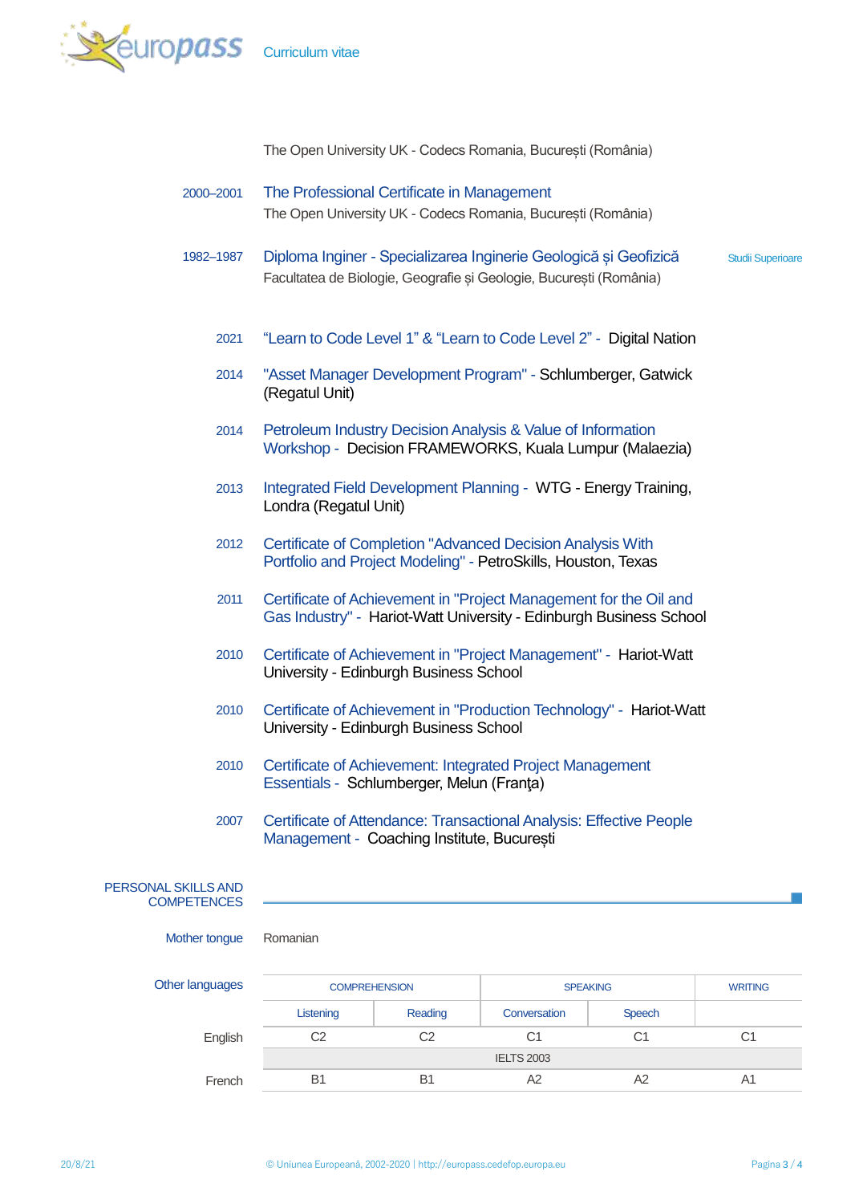The Open University UK - Codecs Romania, București (România)

2000–2001 **The Professional Certificate in Management**
The Open University UK - Codecs Romania, București (România)

1982–1987 **Diploma Inginer - Specializarea Inginerie Geologică și Geofizică** — Studii Superioare
Facultatea de Biologie, Geografie și Geologie, București (România)

2021 "Learn to Code Level 1" & "Learn to Code Level 2" - Digital Nation

2014 "Asset Manager Development Program" - Schlumberger, Gatwick (Regatul Unit)

2014 Petroleum Industry Decision Analysis & Value of Information Workshop - Decision FRAMEWORKS, Kuala Lumpur (Malaezia)

2013 Integrated Field Development Planning - WTG - Energy Training, Londra (Regatul Unit)

2012 Certificate of Completion "Advanced Decision Analysis With Portfolio and Project Modeling" - PetroSkills, Houston, Texas

2011 Certificate of Achievement in "Project Management for the Oil and Gas Industry" - Hariot-Watt University - Edinburgh Business School

2010 Certificate of Achievement in "Project Management" - Hariot-Watt University - Edinburgh Business School

2010 Certificate of Achievement in "Production Technology" - Hariot-Watt University - Edinburgh Business School

2010 Certificate of Achievement: Integrated Project Management Essentials - Schlumberger, Melun (Franța)

2007 Certificate of Attendance: Transactional Analysis: Effective People Management - Coaching Institute, București

## PERSONAL SKILLS AND COMPETENCES

Mother tongue: Romanian

Other languages

| | COMPREHENSION | | SPEAKING | | WRITING |
|---|---|---|---|---|---|
| | Listening | Reading | Conversation | Speech | |
| English | C2 | C2 | C1 | C1 | C1 |
| | IELTS 2003 | | | | |
| French | B1 | B1 | A2 | A2 | A1 |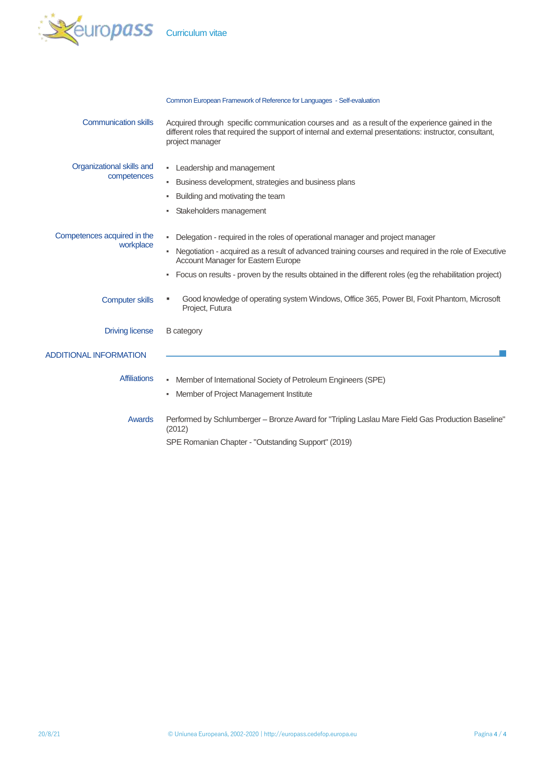Common European Framework of Reference for Languages - Self-evaluation

**Communication skills**

Acquired through specific communication courses and as a result of the experience gained in the different roles that required the support of internal and external presentations: instructor, consultant, project manager

**Organizational skills and competences**

- Leadership and management
- Business development, strategies and business plans
- Building and motivating the team
- Stakeholders management

**Competences acquired in the workplace**

- Delegation - required in the roles of operational manager and project manager
- Negotiation - acquired as a result of advanced training courses and required in the role of Executive Account Manager for Eastern Europe
- Focus on results - proven by the results obtained in the different roles (eg the rehabilitation project)

**Computer skills**

- Good knowledge of operating system Windows, Office 365, Power BI, Foxit Phantom, Microsoft Project, Futura

**Driving license**

B category

## ADDITIONAL INFORMATION

**Affiliations**

- Member of International Society of Petroleum Engineers (SPE)
- Member of Project Management Institute

**Awards**

Performed by Schlumberger – Bronze Award for "Tripling Laslau Mare Field Gas Production Baseline" (2012)

SPE Romanian Chapter - "Outstanding Support" (2019)